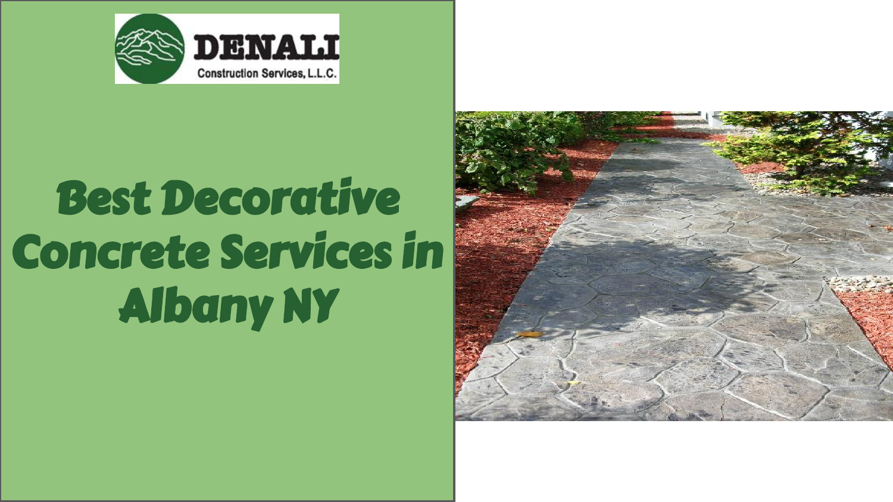DENALI

Construction Services, L.L.C.

# Best Decorative Concrete Services in Albany NY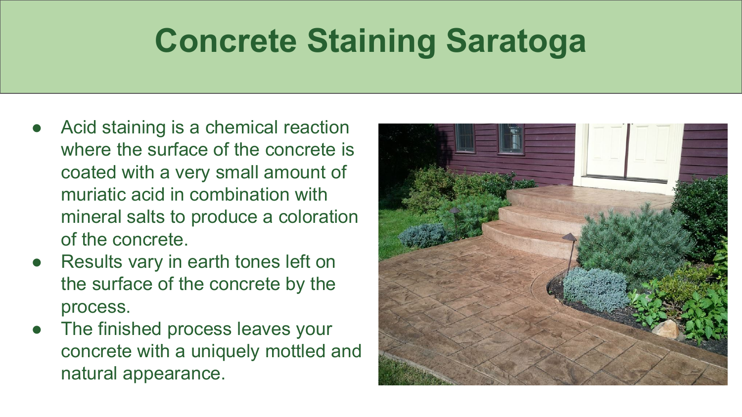# Concrete Staining Saratoga

- Acid staining is a chemical reaction where the surface of the concrete is coated with a very small amount of muriatic acid in combination with mineral salts to produce a coloration of the concrete.
- Results vary in earth tones left on the surface of the concrete by the process.
- The finished process leaves your concrete with a uniquely mottled and natural appearance.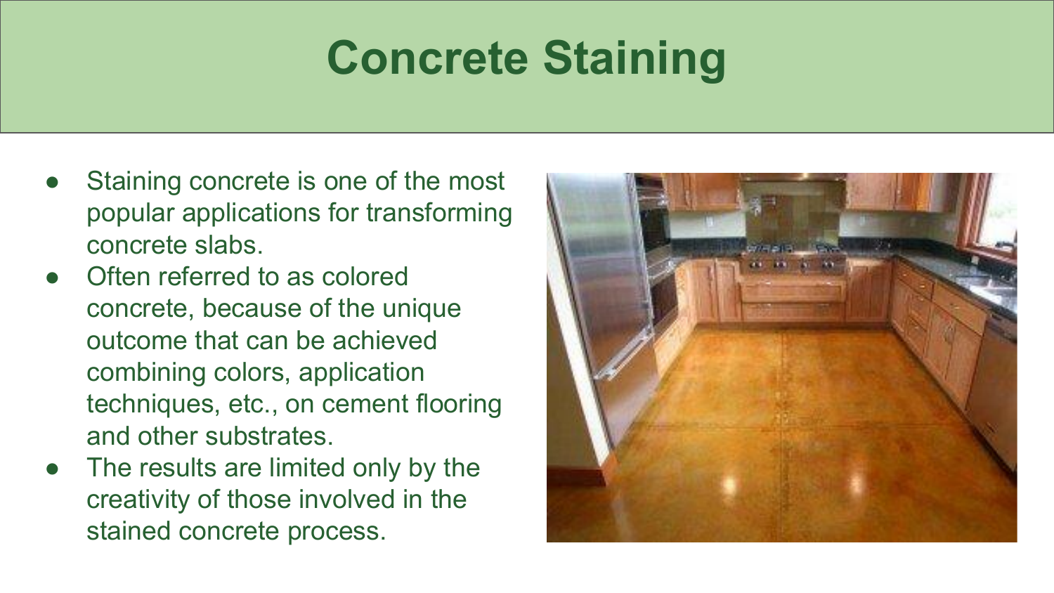# Concrete Staining

- Staining concrete is one of the most popular applications for transforming concrete slabs.
- Often referred to as colored concrete, because of the unique outcome that can be achieved combining colors, application techniques, etc., on cement flooring and other substrates.
- The results are limited only by the creativity of those involved in the stained concrete process.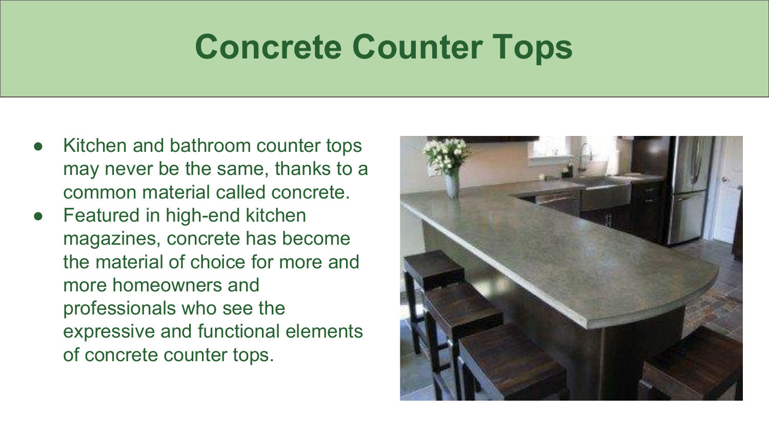# Concrete Counter Tops

- Kitchen and bathroom counter tops may never be the same, thanks to a common material called concrete.
- Featured in high-end kitchen magazines, concrete has become the material of choice for more and more homeowners and professionals who see the expressive and functional elements of concrete counter tops.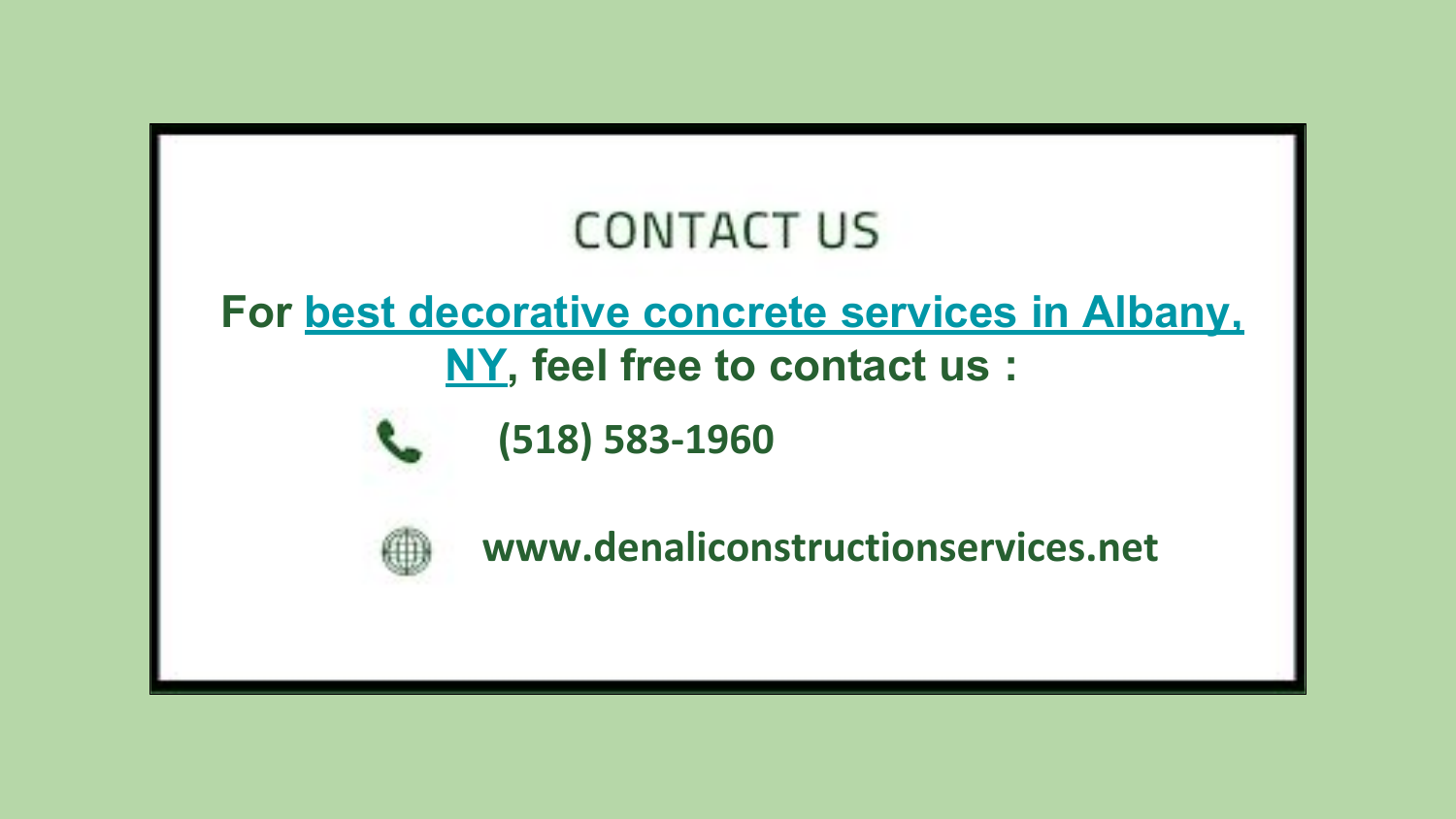# CONTACT US

**For best decorative concrete services in Albany, NY, feel free to contact us :**

**(518) 583-1960**

**www.denaliconstructionservices.net**